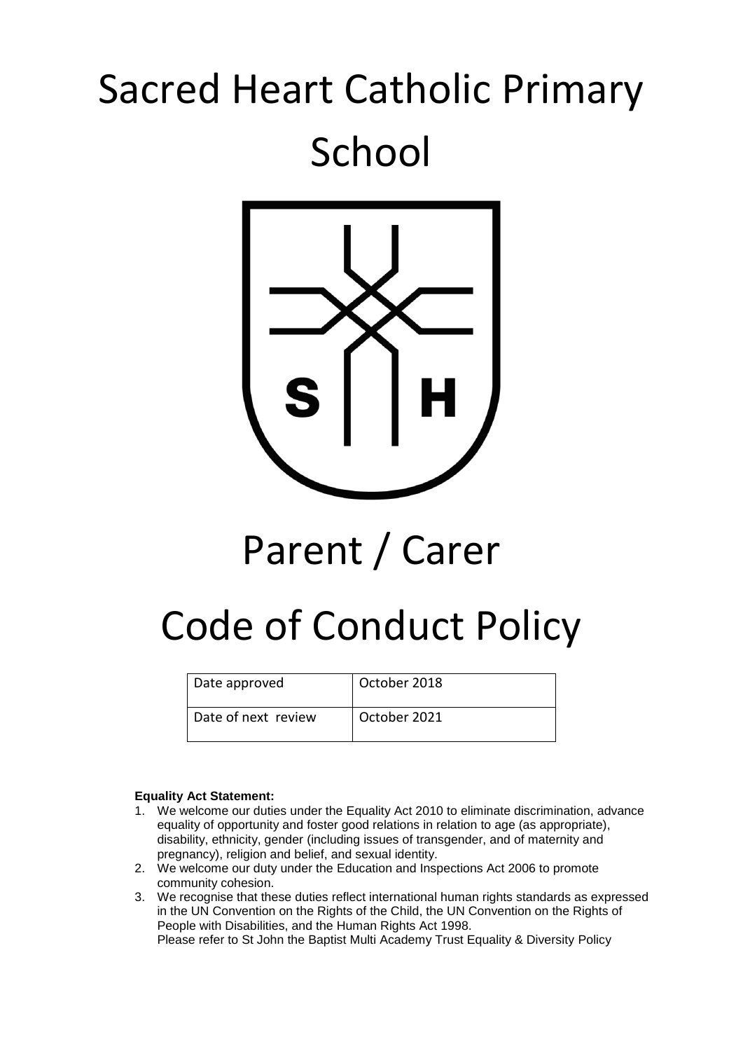# Sacred Heart Catholic Primary School

# Parent / Carer

# Code of Conduct Policy

| Date approved | October 2018 |
|---|---|
| Date of next review | October 2021 |

**Equality Act Statement:**

1. We welcome our duties under the Equality Act 2010 to eliminate discrimination, advance equality of opportunity and foster good relations in relation to age (as appropriate), disability, ethnicity, gender (including issues of transgender, and of maternity and pregnancy), religion and belief, and sexual identity.
2. We welcome our duty under the Education and Inspections Act 2006 to promote community cohesion.
3. We recognise that these duties reflect international human rights standards as expressed in the UN Convention on the Rights of the Child, the UN Convention on the Rights of People with Disabilities, and the Human Rights Act 1998.
   Please refer to St John the Baptist Multi Academy Trust Equality & Diversity Policy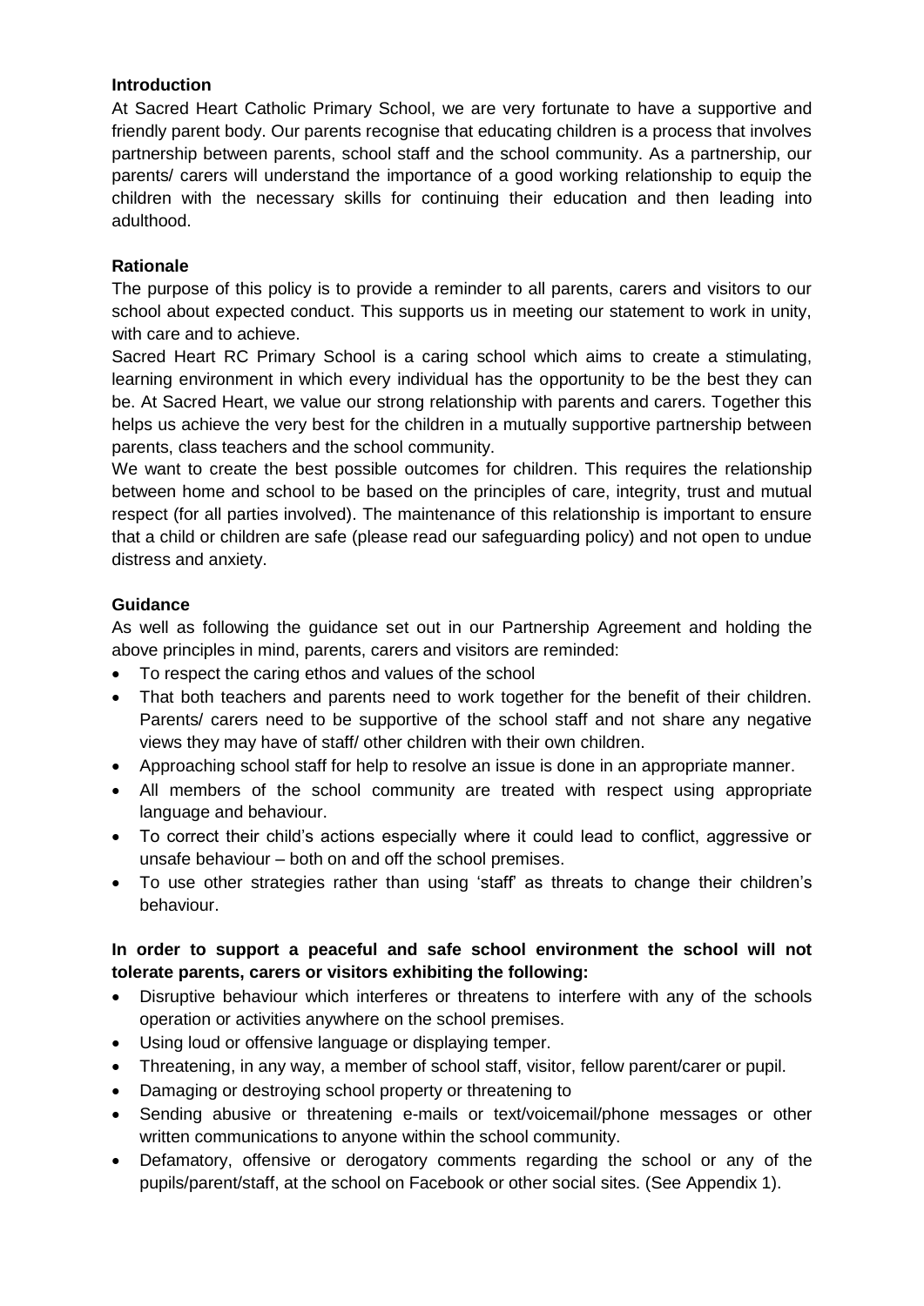**Introduction**

At Sacred Heart Catholic Primary School, we are very fortunate to have a supportive and friendly parent body. Our parents recognise that educating children is a process that involves partnership between parents, school staff and the school community. As a partnership, our parents/ carers will understand the importance of a good working relationship to equip the children with the necessary skills for continuing their education and then leading into adulthood.

**Rationale**

The purpose of this policy is to provide a reminder to all parents, carers and visitors to our school about expected conduct. This supports us in meeting our statement to work in unity, with care and to achieve.

Sacred Heart RC Primary School is a caring school which aims to create a stimulating, learning environment in which every individual has the opportunity to be the best they can be. At Sacred Heart, we value our strong relationship with parents and carers. Together this helps us achieve the very best for the children in a mutually supportive partnership between parents, class teachers and the school community.

We want to create the best possible outcomes for children. This requires the relationship between home and school to be based on the principles of care, integrity, trust and mutual respect (for all parties involved). The maintenance of this relationship is important to ensure that a child or children are safe (please read our safeguarding policy) and not open to undue distress and anxiety.

**Guidance**

As well as following the guidance set out in our Partnership Agreement and holding the above principles in mind, parents, carers and visitors are reminded:

- To respect the caring ethos and values of the school
- That both teachers and parents need to work together for the benefit of their children. Parents/ carers need to be supportive of the school staff and not share any negative views they may have of staff/ other children with their own children.
- Approaching school staff for help to resolve an issue is done in an appropriate manner.
- All members of the school community are treated with respect using appropriate language and behaviour.
- To correct their child's actions especially where it could lead to conflict, aggressive or unsafe behaviour – both on and off the school premises.
- To use other strategies rather than using 'staff' as threats to change their children's behaviour.

**In order to support a peaceful and safe school environment the school will not tolerate parents, carers or visitors exhibiting the following:**

- Disruptive behaviour which interferes or threatens to interfere with any of the schools operation or activities anywhere on the school premises.
- Using loud or offensive language or displaying temper.
- Threatening, in any way, a member of school staff, visitor, fellow parent/carer or pupil.
- Damaging or destroying school property or threatening to
- Sending abusive or threatening e-mails or text/voicemail/phone messages or other written communications to anyone within the school community.
- Defamatory, offensive or derogatory comments regarding the school or any of the pupils/parent/staff, at the school on Facebook or other social sites. (See Appendix 1).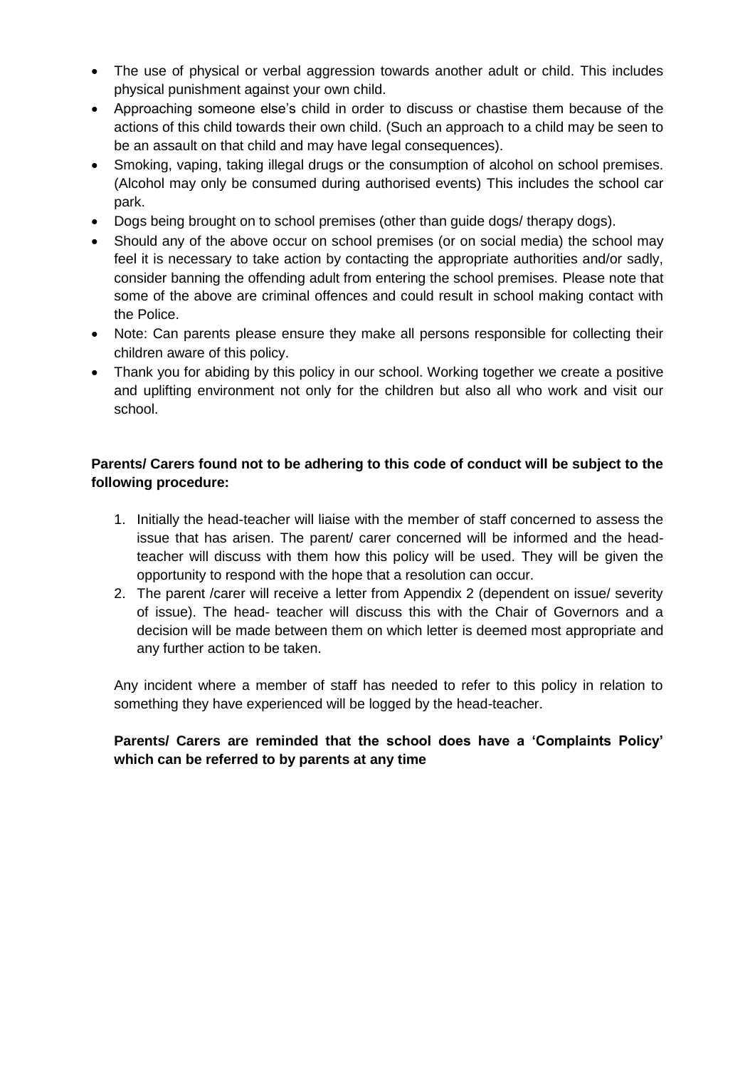- The use of physical or verbal aggression towards another adult or child. This includes physical punishment against your own child.
- Approaching someone else's child in order to discuss or chastise them because of the actions of this child towards their own child. (Such an approach to a child may be seen to be an assault on that child and may have legal consequences).
- Smoking, vaping, taking illegal drugs or the consumption of alcohol on school premises. (Alcohol may only be consumed during authorised events) This includes the school car park.
- Dogs being brought on to school premises (other than guide dogs/ therapy dogs).
- Should any of the above occur on school premises (or on social media) the school may feel it is necessary to take action by contacting the appropriate authorities and/or sadly, consider banning the offending adult from entering the school premises. Please note that some of the above are criminal offences and could result in school making contact with the Police.
- Note: Can parents please ensure they make all persons responsible for collecting their children aware of this policy.
- Thank you for abiding by this policy in our school. Working together we create a positive and uplifting environment not only for the children but also all who work and visit our school.

**Parents/ Carers found not to be adhering to this code of conduct will be subject to the following procedure:**

1. Initially the head-teacher will liaise with the member of staff concerned to assess the issue that has arisen. The parent/ carer concerned will be informed and the head-teacher will discuss with them how this policy will be used. They will be given the opportunity to respond with the hope that a resolution can occur.
2. The parent /carer will receive a letter from Appendix 2 (dependent on issue/ severity of issue). The head- teacher will discuss this with the Chair of Governors and a decision will be made between them on which letter is deemed most appropriate and any further action to be taken.

Any incident where a member of staff has needed to refer to this policy in relation to something they have experienced will be logged by the head-teacher.

**Parents/ Carers are reminded that the school does have a 'Complaints Policy' which can be referred to by parents at any time**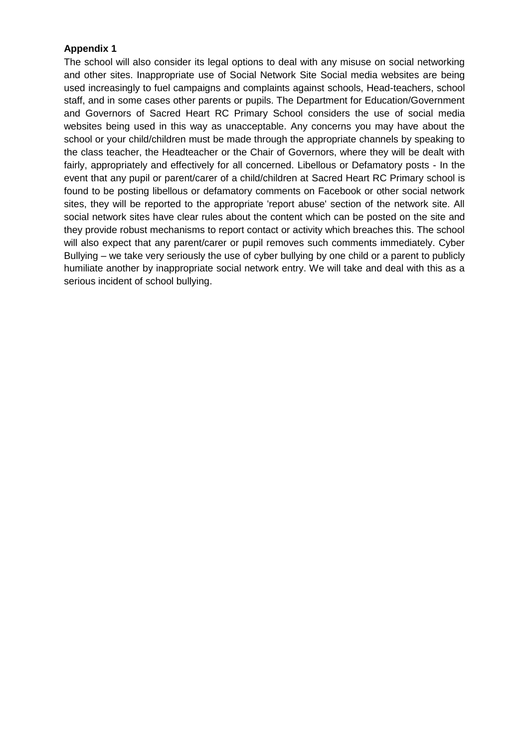**Appendix 1**

The school will also consider its legal options to deal with any misuse on social networking and other sites. Inappropriate use of Social Network Site Social media websites are being used increasingly to fuel campaigns and complaints against schools, Head-teachers, school staff, and in some cases other parents or pupils. The Department for Education/Government and Governors of Sacred Heart RC Primary School considers the use of social media websites being used in this way as unacceptable. Any concerns you may have about the school or your child/children must be made through the appropriate channels by speaking to the class teacher, the Headteacher or the Chair of Governors, where they will be dealt with fairly, appropriately and effectively for all concerned. Libellous or Defamatory posts - In the event that any pupil or parent/carer of a child/children at Sacred Heart RC Primary school is found to be posting libellous or defamatory comments on Facebook or other social network sites, they will be reported to the appropriate 'report abuse' section of the network site. All social network sites have clear rules about the content which can be posted on the site and they provide robust mechanisms to report contact or activity which breaches this. The school will also expect that any parent/carer or pupil removes such comments immediately. Cyber Bullying – we take very seriously the use of cyber bullying by one child or a parent to publicly humiliate another by inappropriate social network entry. We will take and deal with this as a serious incident of school bullying.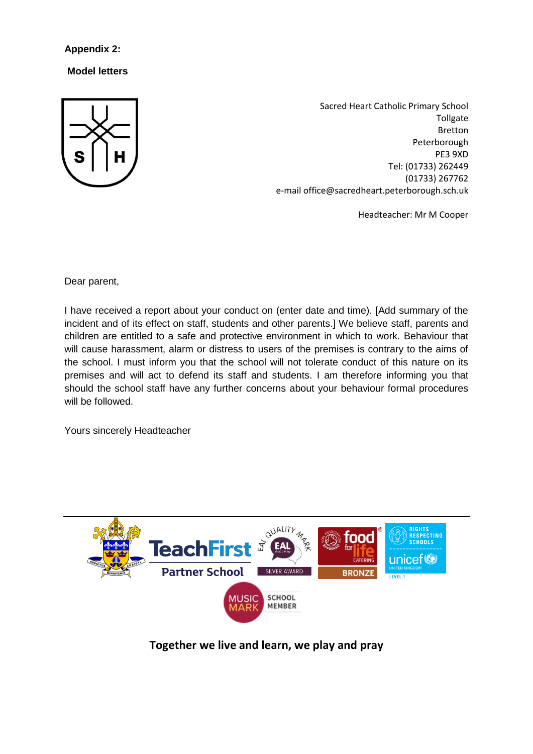**Appendix 2:**

**Model letters**

Sacred Heart Catholic Primary School
Tollgate
Bretton
Peterborough
PE3 9XD
Tel: (01733) 262449
(01733) 267762
e-mail office@sacredheart.peterborough.sch.uk

Headteacher: Mr M Cooper

Dear parent,

I have received a report about your conduct on (enter date and time). [Add summary of the incident and of its effect on staff, students and other parents.] We believe staff, parents and children are entitled to a safe and protective environment in which to work. Behaviour that will cause harassment, alarm or distress to users of the premises is contrary to the aims of the school. I must inform you that the school will not tolerate conduct of this nature on its premises and will act to defend its staff and students. I am therefore informing you that should the school staff have any further concerns about your behaviour formal procedures will be followed.

Yours sincerely Headteacher

**Together we live and learn, we play and pray**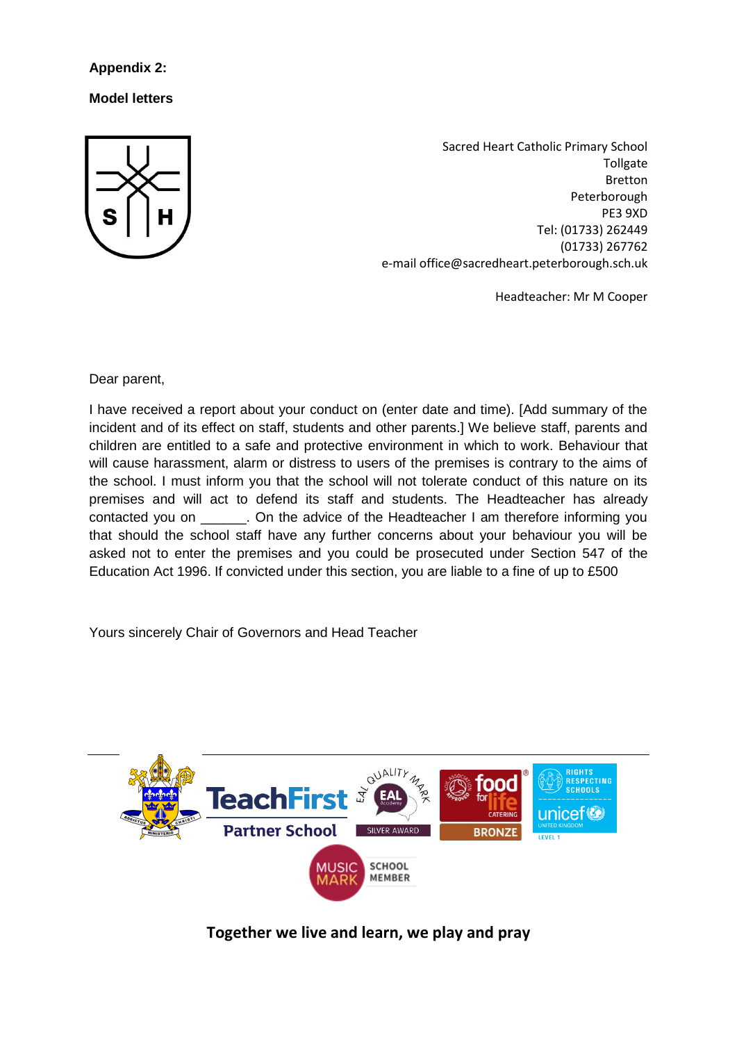**Appendix 2:**

**Model letters**

Sacred Heart Catholic Primary School
Tollgate
Bretton
Peterborough
PE3 9XD
Tel: (01733) 262449
(01733) 267762
e-mail office@sacredheart.peterborough.sch.uk

Headteacher: Mr M Cooper

Dear parent,

I have received a report about your conduct on (enter date and time). [Add summary of the incident and of its effect on staff, students and other parents.] We believe staff, parents and children are entitled to a safe and protective environment in which to work. Behaviour that will cause harassment, alarm or distress to users of the premises is contrary to the aims of the school. I must inform you that the school will not tolerate conduct of this nature on its premises and will act to defend its staff and students. The Headteacher has already contacted you on ______. On the advice of the Headteacher I am therefore informing you that should the school staff have any further concerns about your behaviour you will be asked not to enter the premises and you could be prosecuted under Section 547 of the Education Act 1996. If convicted under this section, you are liable to a fine of up to £500

Yours sincerely Chair of Governors and Head Teacher

**Together we live and learn, we play and pray**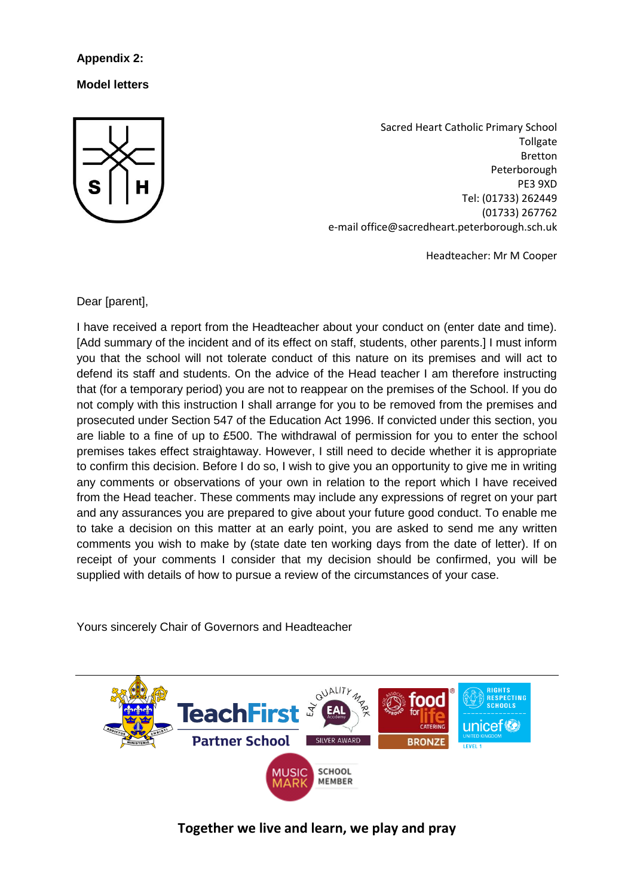**Appendix 2:**

**Model letters**

Sacred Heart Catholic Primary School
Tollgate
Bretton
Peterborough
PE3 9XD
Tel: (01733) 262449
(01733) 267762
e-mail office@sacredheart.peterborough.sch.uk

Headteacher: Mr M Cooper

Dear [parent],

I have received a report from the Headteacher about your conduct on (enter date and time). [Add summary of the incident and of its effect on staff, students, other parents.] I must inform you that the school will not tolerate conduct of this nature on its premises and will act to defend its staff and students. On the advice of the Head teacher I am therefore instructing that (for a temporary period) you are not to reappear on the premises of the School. If you do not comply with this instruction I shall arrange for you to be removed from the premises and prosecuted under Section 547 of the Education Act 1996. If convicted under this section, you are liable to a fine of up to £500. The withdrawal of permission for you to enter the school premises takes effect straightaway. However, I still need to decide whether it is appropriate to confirm this decision. Before I do so, I wish to give you an opportunity to give me in writing any comments or observations of your own in relation to the report which I have received from the Head teacher. These comments may include any expressions of regret on your part and any assurances you are prepared to give about your future good conduct. To enable me to take a decision on this matter at an early point, you are asked to send me any written comments you wish to make by (state date ten working days from the date of letter). If on receipt of your comments I consider that my decision should be confirmed, you will be supplied with details of how to pursue a review of the circumstances of your case.

Yours sincerely Chair of Governors and Headteacher

Together we live and learn, we play and pray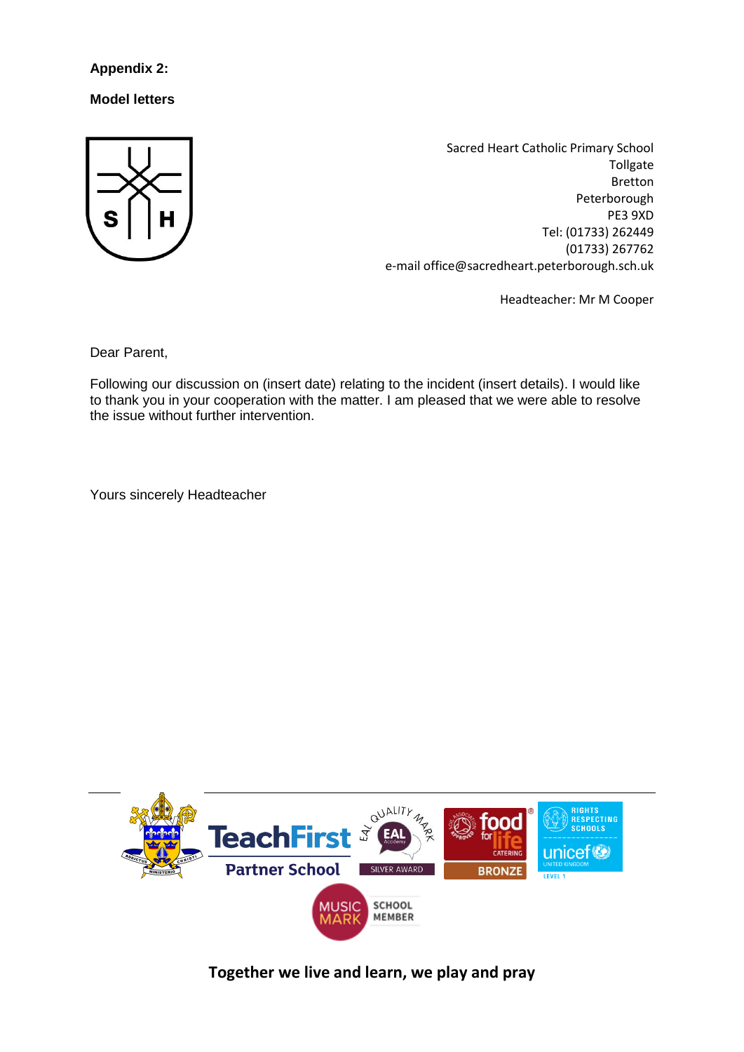**Appendix 2:**

**Model letters**

Sacred Heart Catholic Primary School
Tollgate
Bretton
Peterborough
PE3 9XD
Tel: (01733) 262449
(01733) 267762
e-mail office@sacredheart.peterborough.sch.uk

Headteacher: Mr M Cooper

Dear Parent,

Following our discussion on (insert date) relating to the incident (insert details). I would like to thank you in your cooperation with the matter. I am pleased that we were able to resolve the issue without further intervention.

Yours sincerely Headteacher

TeachFirst Partner School

EAL Quality Mark Silver Award

Food for Life Catering Bronze

Rights Respecting Schools unicef United Kingdom Level 1

Music Mark School Member

**Together we live and learn, we play and pray**